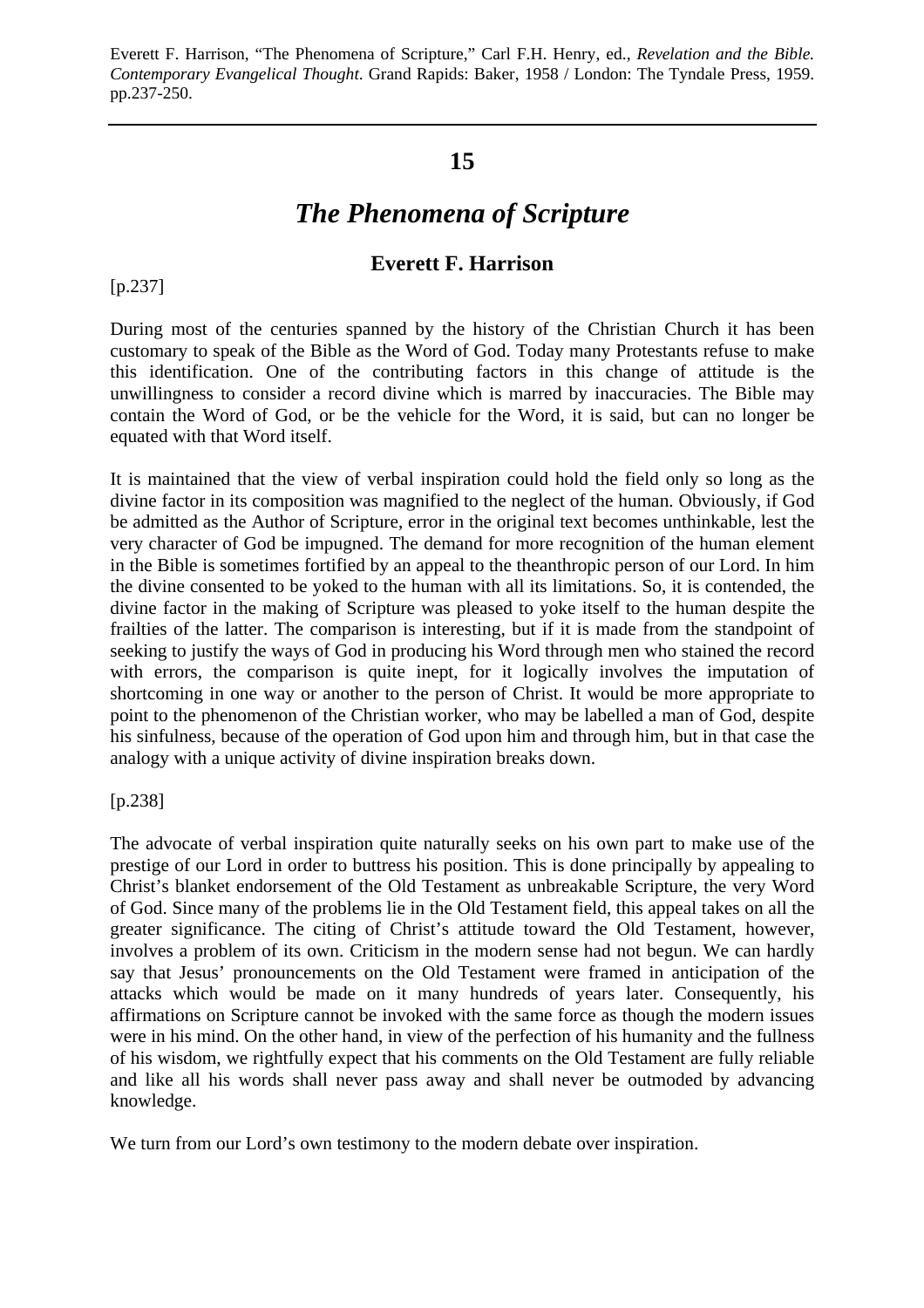Everett F. Harrison, "The Phenomena of Scripture," Carl F.H. Henry, ed., *Revelation and the Bible. Contemporary Evangelical Thought*. Grand Rapids: Baker, 1958 / London: The Tyndale Press, 1959. pp.237-250.

---

# 15

# *The Phenomena of Scripture*

## Everett F. Harrison

[p.237]

During most of the centuries spanned by the history of the Christian Church it has been customary to speak of the Bible as the Word of God. Today many Protestants refuse to make this identification. One of the contributing factors in this change of attitude is the unwillingness to consider a record divine which is marred by inaccuracies. The Bible may contain the Word of God, or be the vehicle for the Word, it is said, but can no longer be equated with that Word itself.

It is maintained that the view of verbal inspiration could hold the field only so long as the divine factor in its composition was magnified to the neglect of the human. Obviously, if God be admitted as the Author of Scripture, error in the original text becomes unthinkable, lest the very character of God be impugned. The demand for more recognition of the human element in the Bible is sometimes fortified by an appeal to the theanthropic person of our Lord. In him the divine consented to be yoked to the human with all its limitations. So, it is contended, the divine factor in the making of Scripture was pleased to yoke itself to the human despite the frailties of the latter. The comparison is interesting, but if it is made from the standpoint of seeking to justify the ways of God in producing his Word through men who stained the record with errors, the comparison is quite inept, for it logically involves the imputation of shortcoming in one way or another to the person of Christ. It would be more appropriate to point to the phenomenon of the Christian worker, who may be labelled a man of God, despite his sinfulness, because of the operation of God upon him and through him, but in that case the analogy with a unique activity of divine inspiration breaks down.

[p.238]

The advocate of verbal inspiration quite naturally seeks on his own part to make use of the prestige of our Lord in order to buttress his position. This is done principally by appealing to Christ's blanket endorsement of the Old Testament as unbreakable Scripture, the very Word of God. Since many of the problems lie in the Old Testament field, this appeal takes on all the greater significance. The citing of Christ's attitude toward the Old Testament, however, involves a problem of its own. Criticism in the modern sense had not begun. We can hardly say that Jesus' pronouncements on the Old Testament were framed in anticipation of the attacks which would be made on it many hundreds of years later. Consequently, his affirmations on Scripture cannot be invoked with the same force as though the modern issues were in his mind. On the other hand, in view of the perfection of his humanity and the fullness of his wisdom, we rightfully expect that his comments on the Old Testament are fully reliable and like all his words shall never pass away and shall never be outmoded by advancing knowledge.

We turn from our Lord's own testimony to the modern debate over inspiration.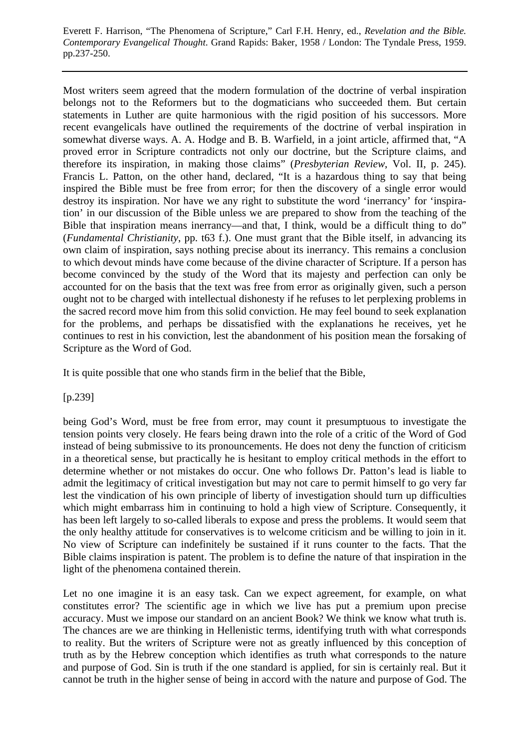Everett F. Harrison, "The Phenomena of Scripture," Carl F.H. Henry, ed., *Revelation and the Bible. Contemporary Evangelical Thought*. Grand Rapids: Baker, 1958 / London: The Tyndale Press, 1959. pp.237-250.

---

Most writers seem agreed that the modern formulation of the doctrine of verbal inspiration belongs not to the Reformers but to the dogmaticians who succeeded them. But certain statements in Luther are quite harmonious with the rigid position of his successors. More recent evangelicals have outlined the requirements of the doctrine of verbal inspiration in somewhat diverse ways. A. A. Hodge and B. B. Warfield, in a joint article, affirmed that, "A proved error in Scripture contradicts not only our doctrine, but the Scripture claims, and therefore its inspiration, in making those claims" (*Presbyterian Review*, Vol. II, p. 245). Francis L. Patton, on the other hand, declared, "It is a hazardous thing to say that being inspired the Bible must be free from error; for then the discovery of a single error would destroy its inspiration. Nor have we any right to substitute the word 'inerrancy' for 'inspiration' in our discussion of the Bible unless we are prepared to show from the teaching of the Bible that inspiration means inerrancy—and that, I think, would be a difficult thing to do" (*Fundamental Christianity*, pp. t63 f.). One must grant that the Bible itself, in advancing its own claim of inspiration, says nothing precise about its inerrancy. This remains a conclusion to which devout minds have come because of the divine character of Scripture. If a person has become convinced by the study of the Word that its majesty and perfection can only be accounted for on the basis that the text was free from error as originally given, such a person ought not to be charged with intellectual dishonesty if he refuses to let perplexing problems in the sacred record move him from this solid conviction. He may feel bound to seek explanation for the problems, and perhaps be dissatisfied with the explanations he receives, yet he continues to rest in his conviction, lest the abandonment of his position mean the forsaking of Scripture as the Word of God.

It is quite possible that one who stands firm in the belief that the Bible,

[p.239]

being God's Word, must be free from error, may count it presumptuous to investigate the tension points very closely. He fears being drawn into the role of a critic of the Word of God instead of being submissive to its pronouncements. He does not deny the function of criticism in a theoretical sense, but practically he is hesitant to employ critical methods in the effort to determine whether or not mistakes do occur. One who follows Dr. Patton's lead is liable to admit the legitimacy of critical investigation but may not care to permit himself to go very far lest the vindication of his own principle of liberty of investigation should turn up difficulties which might embarrass him in continuing to hold a high view of Scripture. Consequently, it has been left largely to so-called liberals to expose and press the problems. It would seem that the only healthy attitude for conservatives is to welcome criticism and be willing to join in it. No view of Scripture can indefinitely be sustained if it runs counter to the facts. That the Bible claims inspiration is patent. The problem is to define the nature of that inspiration in the light of the phenomena contained therein.

Let no one imagine it is an easy task. Can we expect agreement, for example, on what constitutes error? The scientific age in which we live has put a premium upon precise accuracy. Must we impose our standard on an ancient Book? We think we know what truth is. The chances are we are thinking in Hellenistic terms, identifying truth with what corresponds to reality. But the writers of Scripture were not as greatly influenced by this conception of truth as by the Hebrew conception which identifies as truth what corresponds to the nature and purpose of God. Sin is truth if the one standard is applied, for sin is certainly real. But it cannot be truth in the higher sense of being in accord with the nature and purpose of God. The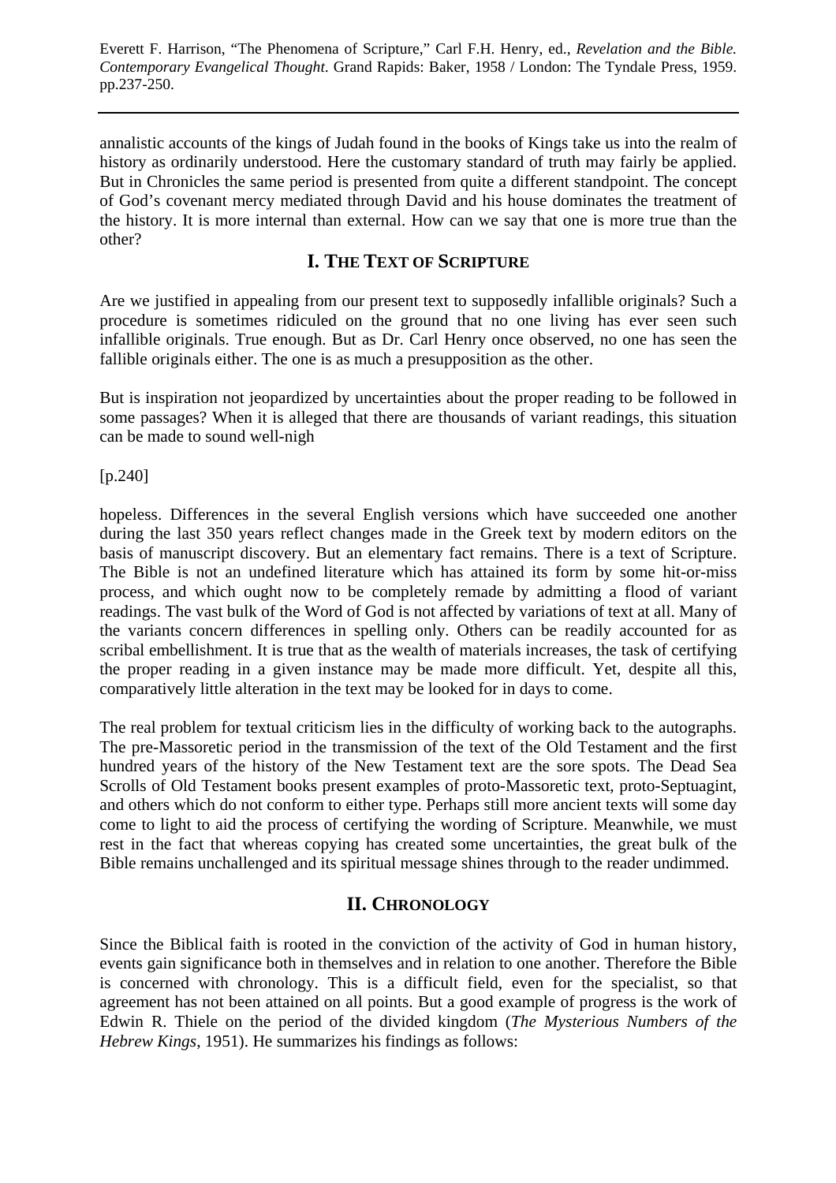annalistic accounts of the kings of Judah found in the books of Kings take us into the realm of history as ordinarily understood. Here the customary standard of truth may fairly be applied. But in Chronicles the same period is presented from quite a different standpoint. The concept of God's covenant mercy mediated through David and his house dominates the treatment of the history. It is more internal than external. How can we say that one is more true than the other?

## I. THE TEXT OF SCRIPTURE

Are we justified in appealing from our present text to supposedly infallible originals? Such a procedure is sometimes ridiculed on the ground that no one living has ever seen such infallible originals. True enough. But as Dr. Carl Henry once observed, no one has seen the fallible originals either. The one is as much a presupposition as the other.

But is inspiration not jeopardized by uncertainties about the proper reading to be followed in some passages? When it is alleged that there are thousands of variant readings, this situation can be made to sound well-nigh

[p.240]

hopeless. Differences in the several English versions which have succeeded one another during the last 350 years reflect changes made in the Greek text by modern editors on the basis of manuscript discovery. But an elementary fact remains. There is a text of Scripture. The Bible is not an undefined literature which has attained its form by some hit-or-miss process, and which ought now to be completely remade by admitting a flood of variant readings. The vast bulk of the Word of God is not affected by variations of text at all. Many of the variants concern differences in spelling only. Others can be readily accounted for as scribal embellishment. It is true that as the wealth of materials increases, the task of certifying the proper reading in a given instance may be made more difficult. Yet, despite all this, comparatively little alteration in the text may be looked for in days to come.

The real problem for textual criticism lies in the difficulty of working back to the autographs. The pre-Massoretic period in the transmission of the text of the Old Testament and the first hundred years of the history of the New Testament text are the sore spots. The Dead Sea Scrolls of Old Testament books present examples of proto-Massoretic text, proto-Septuagint, and others which do not conform to either type. Perhaps still more ancient texts will some day come to light to aid the process of certifying the wording of Scripture. Meanwhile, we must rest in the fact that whereas copying has created some uncertainties, the great bulk of the Bible remains unchallenged and its spiritual message shines through to the reader undimmed.

## II. CHRONOLOGY

Since the Biblical faith is rooted in the conviction of the activity of God in human history, events gain significance both in themselves and in relation to one another. Therefore the Bible is concerned with chronology. This is a difficult field, even for the specialist, so that agreement has not been attained on all points. But a good example of progress is the work of Edwin R. Thiele on the period of the divided kingdom (*The Mysterious Numbers of the Hebrew Kings*, 1951). He summarizes his findings as follows: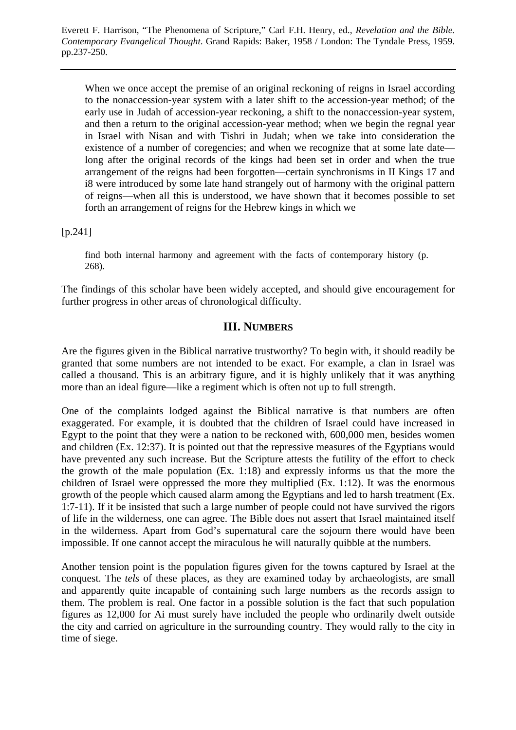> When we once accept the premise of an original reckoning of reigns in Israel according to the nonaccession-year system with a later shift to the accession-year method; of the early use in Judah of accession-year reckoning, a shift to the nonaccession-year system, and then a return to the original accession-year method; when we begin the regnal year in Israel with Nisan and with Tishri in Judah; when we take into consideration the existence of a number of coregencies; and when we recognize that at some late date—long after the original records of the kings had been set in order and when the true arrangement of the reigns had been forgotten—certain synchronisms in II Kings 17 and i8 were introduced by some late hand strangely out of harmony with the original pattern of reigns—when all this is understood, we have shown that it becomes possible to set forth an arrangement of reigns for the Hebrew kings in which we

[p.241]

> find both internal harmony and agreement with the facts of contemporary history (p. 268).

The findings of this scholar have been widely accepted, and should give encouragement for further progress in other areas of chronological difficulty.

## III. NUMBERS

Are the figures given in the Biblical narrative trustworthy? To begin with, it should readily be granted that some numbers are not intended to be exact. For example, a clan in Israel was called a thousand. This is an arbitrary figure, and it is highly unlikely that it was anything more than an ideal figure—like a regiment which is often not up to full strength.

One of the complaints lodged against the Biblical narrative is that numbers are often exaggerated. For example, it is doubted that the children of Israel could have increased in Egypt to the point that they were a nation to be reckoned with, 600,000 men, besides women and children (Ex. 12:37). It is pointed out that the repressive measures of the Egyptians would have prevented any such increase. But the Scripture attests the futility of the effort to check the growth of the male population (Ex. 1:18) and expressly informs us that the more the children of Israel were oppressed the more they multiplied (Ex. 1:12). It was the enormous growth of the people which caused alarm among the Egyptians and led to harsh treatment (Ex. 1:7-11). If it be insisted that such a large number of people could not have survived the rigors of life in the wilderness, one can agree. The Bible does not assert that Israel maintained itself in the wilderness. Apart from God's supernatural care the sojourn there would have been impossible. If one cannot accept the miraculous he will naturally quibble at the numbers.

Another tension point is the population figures given for the towns captured by Israel at the conquest. The *tels* of these places, as they are examined today by archaeologists, are small and apparently quite incapable of containing such large numbers as the records assign to them. The problem is real. One factor in a possible solution is the fact that such population figures as 12,000 for Ai must surely have included the people who ordinarily dwelt outside the city and carried on agriculture in the surrounding country. They would rally to the city in time of siege.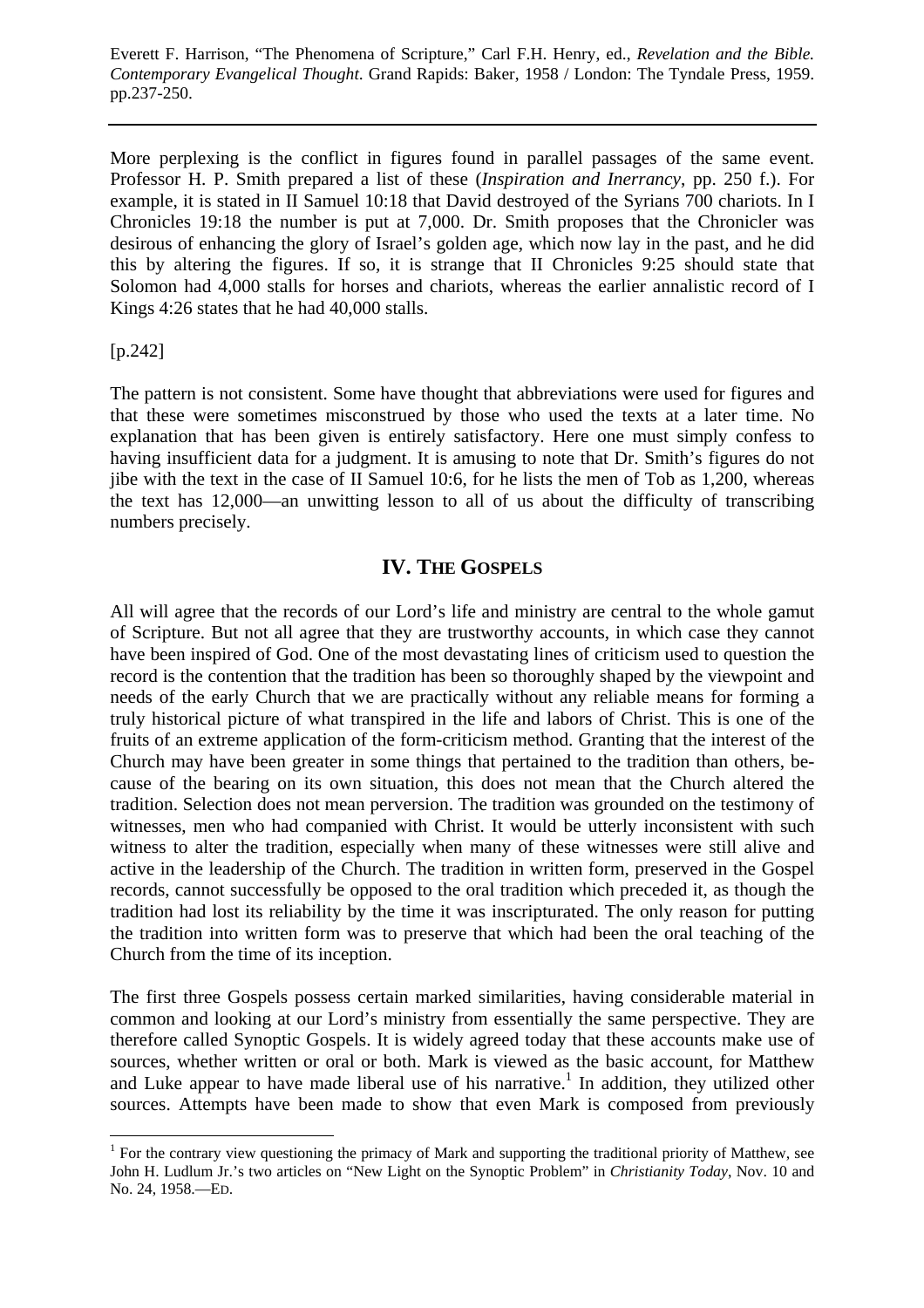More perplexing is the conflict in figures found in parallel passages of the same event. Professor H. P. Smith prepared a list of these (*Inspiration and Inerrancy*, pp. 250 f.). For example, it is stated in II Samuel 10:18 that David destroyed of the Syrians 700 chariots. In I Chronicles 19:18 the number is put at 7,000. Dr. Smith proposes that the Chronicler was desirous of enhancing the glory of Israel's golden age, which now lay in the past, and he did this by altering the figures. If so, it is strange that II Chronicles 9:25 should state that Solomon had 4,000 stalls for horses and chariots, whereas the earlier annalistic record of I Kings 4:26 states that he had 40,000 stalls.

[p.242]

The pattern is not consistent. Some have thought that abbreviations were used for figures and that these were sometimes misconstrued by those who used the texts at a later time. No explanation that has been given is entirely satisfactory. Here one must simply confess to having insufficient data for a judgment. It is amusing to note that Dr. Smith's figures do not jibe with the text in the case of II Samuel 10:6, for he lists the men of Tob as 1,200, whereas the text has 12,000—an unwitting lesson to all of us about the difficulty of transcribing numbers precisely.

## IV. The Gospels

All will agree that the records of our Lord's life and ministry are central to the whole gamut of Scripture. But not all agree that they are trustworthy accounts, in which case they cannot have been inspired of God. One of the most devastating lines of criticism used to question the record is the contention that the tradition has been so thoroughly shaped by the viewpoint and needs of the early Church that we are practically without any reliable means for forming a truly historical picture of what transpired in the life and labors of Christ. This is one of the fruits of an extreme application of the form-criticism method. Granting that the interest of the Church may have been greater in some things that pertained to the tradition than others, because of the bearing on its own situation, this does not mean that the Church altered the tradition. Selection does not mean perversion. The tradition was grounded on the testimony of witnesses, men who had companied with Christ. It would be utterly inconsistent with such witness to alter the tradition, especially when many of these witnesses were still alive and active in the leadership of the Church. The tradition in written form, preserved in the Gospel records, cannot successfully be opposed to the oral tradition which preceded it, as though the tradition had lost its reliability by the time it was inscripturated. The only reason for putting the tradition into written form was to preserve that which had been the oral teaching of the Church from the time of its inception.

The first three Gospels possess certain marked similarities, having considerable material in common and looking at our Lord's ministry from essentially the same perspective. They are therefore called Synoptic Gospels. It is widely agreed today that these accounts make use of sources, whether written or oral or both. Mark is viewed as the basic account, for Matthew and Luke appear to have made liberal use of his narrative.[1] In addition, they utilized other sources. Attempts have been made to show that even Mark is composed from previously

[1] For the contrary view questioning the primacy of Mark and supporting the traditional priority of Matthew, see John H. Ludlum Jr.'s two articles on "New Light on the Synoptic Problem" in *Christianity Today*, Nov. 10 and No. 24, 1958.—ED.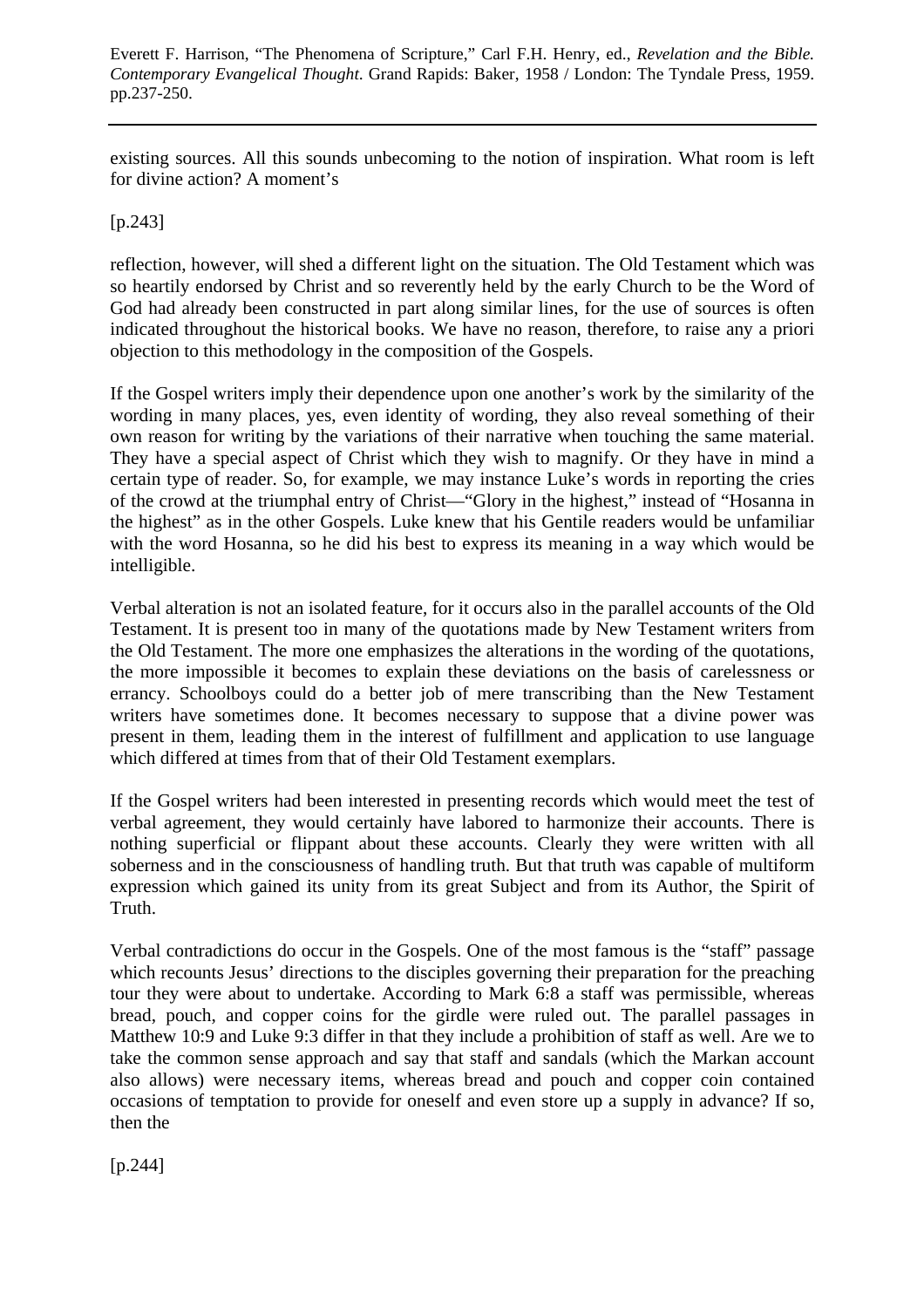existing sources. All this sounds unbecoming to the notion of inspiration. What room is left for divine action? A moment's

[p.243]

reflection, however, will shed a different light on the situation. The Old Testament which was so heartily endorsed by Christ and so reverently held by the early Church to be the Word of God had already been constructed in part along similar lines, for the use of sources is often indicated throughout the historical books. We have no reason, therefore, to raise any a priori objection to this methodology in the composition of the Gospels.

If the Gospel writers imply their dependence upon one another's work by the similarity of the wording in many places, yes, even identity of wording, they also reveal something of their own reason for writing by the variations of their narrative when touching the same material. They have a special aspect of Christ which they wish to magnify. Or they have in mind a certain type of reader. So, for example, we may instance Luke's words in reporting the cries of the crowd at the triumphal entry of Christ—"Glory in the highest," instead of "Hosanna in the highest" as in the other Gospels. Luke knew that his Gentile readers would be unfamiliar with the word Hosanna, so he did his best to express its meaning in a way which would be intelligible.

Verbal alteration is not an isolated feature, for it occurs also in the parallel accounts of the Old Testament. It is present too in many of the quotations made by New Testament writers from the Old Testament. The more one emphasizes the alterations in the wording of the quotations, the more impossible it becomes to explain these deviations on the basis of carelessness or errancy. Schoolboys could do a better job of mere transcribing than the New Testament writers have sometimes done. It becomes necessary to suppose that a divine power was present in them, leading them in the interest of fulfillment and application to use language which differed at times from that of their Old Testament exemplars.

If the Gospel writers had been interested in presenting records which would meet the test of verbal agreement, they would certainly have labored to harmonize their accounts. There is nothing superficial or flippant about these accounts. Clearly they were written with all soberness and in the consciousness of handling truth. But that truth was capable of multiform expression which gained its unity from its great Subject and from its Author, the Spirit of Truth.

Verbal contradictions do occur in the Gospels. One of the most famous is the "staff" passage which recounts Jesus' directions to the disciples governing their preparation for the preaching tour they were about to undertake. According to Mark 6:8 a staff was permissible, whereas bread, pouch, and copper coins for the girdle were ruled out. The parallel passages in Matthew 10:9 and Luke 9:3 differ in that they include a prohibition of staff as well. Are we to take the common sense approach and say that staff and sandals (which the Markan account also allows) were necessary items, whereas bread and pouch and copper coin contained occasions of temptation to provide for oneself and even store up a supply in advance? If so, then the

[p.244]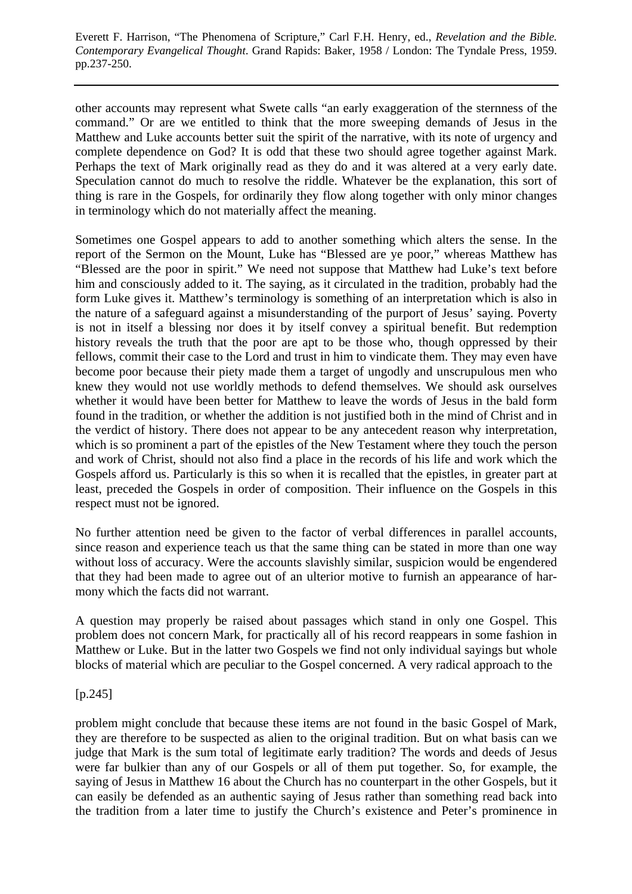other accounts may represent what Swete calls "an early exaggeration of the sternness of the command." Or are we entitled to think that the more sweeping demands of Jesus in the Matthew and Luke accounts better suit the spirit of the narrative, with its note of urgency and complete dependence on God? It is odd that these two should agree together against Mark. Perhaps the text of Mark originally read as they do and it was altered at a very early date. Speculation cannot do much to resolve the riddle. Whatever be the explanation, this sort of thing is rare in the Gospels, for ordinarily they flow along together with only minor changes in terminology which do not materially affect the meaning.

Sometimes one Gospel appears to add to another something which alters the sense. In the report of the Sermon on the Mount, Luke has "Blessed are ye poor," whereas Matthew has "Blessed are the poor in spirit." We need not suppose that Matthew had Luke's text before him and consciously added to it. The saying, as it circulated in the tradition, probably had the form Luke gives it. Matthew's terminology is something of an interpretation which is also in the nature of a safeguard against a misunderstanding of the purport of Jesus' saying. Poverty is not in itself a blessing nor does it by itself convey a spiritual benefit. But redemption history reveals the truth that the poor are apt to be those who, though oppressed by their fellows, commit their case to the Lord and trust in him to vindicate them. They may even have become poor because their piety made them a target of ungodly and unscrupulous men who knew they would not use worldly methods to defend themselves. We should ask ourselves whether it would have been better for Matthew to leave the words of Jesus in the bald form found in the tradition, or whether the addition is not justified both in the mind of Christ and in the verdict of history. There does not appear to be any antecedent reason why interpretation, which is so prominent a part of the epistles of the New Testament where they touch the person and work of Christ, should not also find a place in the records of his life and work which the Gospels afford us. Particularly is this so when it is recalled that the epistles, in greater part at least, preceded the Gospels in order of composition. Their influence on the Gospels in this respect must not be ignored.

No further attention need be given to the factor of verbal differences in parallel accounts, since reason and experience teach us that the same thing can be stated in more than one way without loss of accuracy. Were the accounts slavishly similar, suspicion would be engendered that they had been made to agree out of an ulterior motive to furnish an appearance of harmony which the facts did not warrant.

A question may properly be raised about passages which stand in only one Gospel. This problem does not concern Mark, for practically all of his record reappears in some fashion in Matthew or Luke. But in the latter two Gospels we find not only individual sayings but whole blocks of material which are peculiar to the Gospel concerned. A very radical approach to the

[p.245]

problem might conclude that because these items are not found in the basic Gospel of Mark, they are therefore to be suspected as alien to the original tradition. But on what basis can we judge that Mark is the sum total of legitimate early tradition? The words and deeds of Jesus were far bulkier than any of our Gospels or all of them put together. So, for example, the saying of Jesus in Matthew 16 about the Church has no counterpart in the other Gospels, but it can easily be defended as an authentic saying of Jesus rather than something read back into the tradition from a later time to justify the Church's existence and Peter's prominence in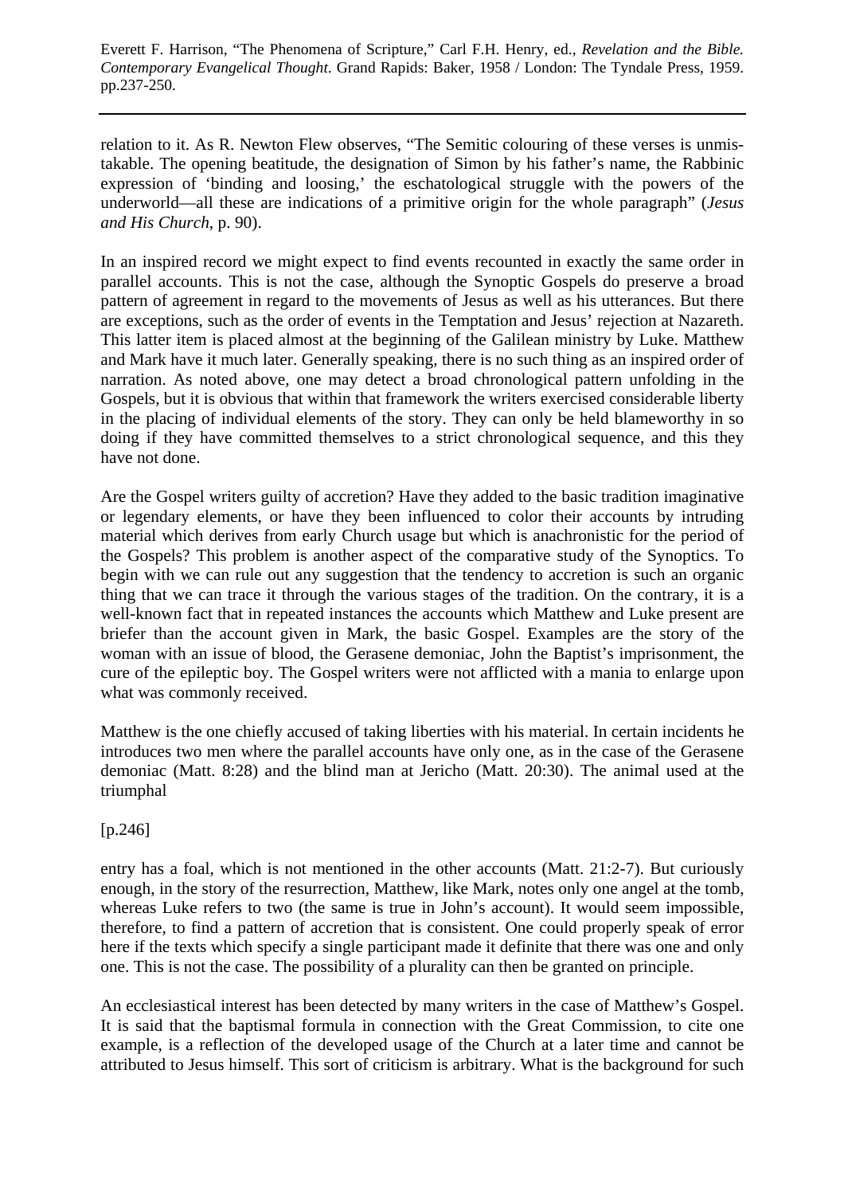relation to it. As R. Newton Flew observes, "The Semitic colouring of these verses is unmistakable. The opening beatitude, the designation of Simon by his father's name, the Rabbinic expression of 'binding and loosing,' the eschatological struggle with the powers of the underworld—all these are indications of a primitive origin for the whole paragraph" (*Jesus and His Church*, p. 90).

In an inspired record we might expect to find events recounted in exactly the same order in parallel accounts. This is not the case, although the Synoptic Gospels do preserve a broad pattern of agreement in regard to the movements of Jesus as well as his utterances. But there are exceptions, such as the order of events in the Temptation and Jesus' rejection at Nazareth. This latter item is placed almost at the beginning of the Galilean ministry by Luke. Matthew and Mark have it much later. Generally speaking, there is no such thing as an inspired order of narration. As noted above, one may detect a broad chronological pattern unfolding in the Gospels, but it is obvious that within that framework the writers exercised considerable liberty in the placing of individual elements of the story. They can only be held blameworthy in so doing if they have committed themselves to a strict chronological sequence, and this they have not done.

Are the Gospel writers guilty of accretion? Have they added to the basic tradition imaginative or legendary elements, or have they been influenced to color their accounts by intruding material which derives from early Church usage but which is anachronistic for the period of the Gospels? This problem is another aspect of the comparative study of the Synoptics. To begin with we can rule out any suggestion that the tendency to accretion is such an organic thing that we can trace it through the various stages of the tradition. On the contrary, it is a well-known fact that in repeated instances the accounts which Matthew and Luke present are briefer than the account given in Mark, the basic Gospel. Examples are the story of the woman with an issue of blood, the Gerasene demoniac, John the Baptist's imprisonment, the cure of the epileptic boy. The Gospel writers were not afflicted with a mania to enlarge upon what was commonly received.

Matthew is the one chiefly accused of taking liberties with his material. In certain incidents he introduces two men where the parallel accounts have only one, as in the case of the Gerasene demoniac (Matt. 8:28) and the blind man at Jericho (Matt. 20:30). The animal used at the triumphal

[p.246]

entry has a foal, which is not mentioned in the other accounts (Matt. 21:2-7). But curiously enough, in the story of the resurrection, Matthew, like Mark, notes only one angel at the tomb, whereas Luke refers to two (the same is true in John's account). It would seem impossible, therefore, to find a pattern of accretion that is consistent. One could properly speak of error here if the texts which specify a single participant made it definite that there was one and only one. This is not the case. The possibility of a plurality can then be granted on principle.

An ecclesiastical interest has been detected by many writers in the case of Matthew's Gospel. It is said that the baptismal formula in connection with the Great Commission, to cite one example, is a reflection of the developed usage of the Church at a later time and cannot be attributed to Jesus himself. This sort of criticism is arbitrary. What is the background for such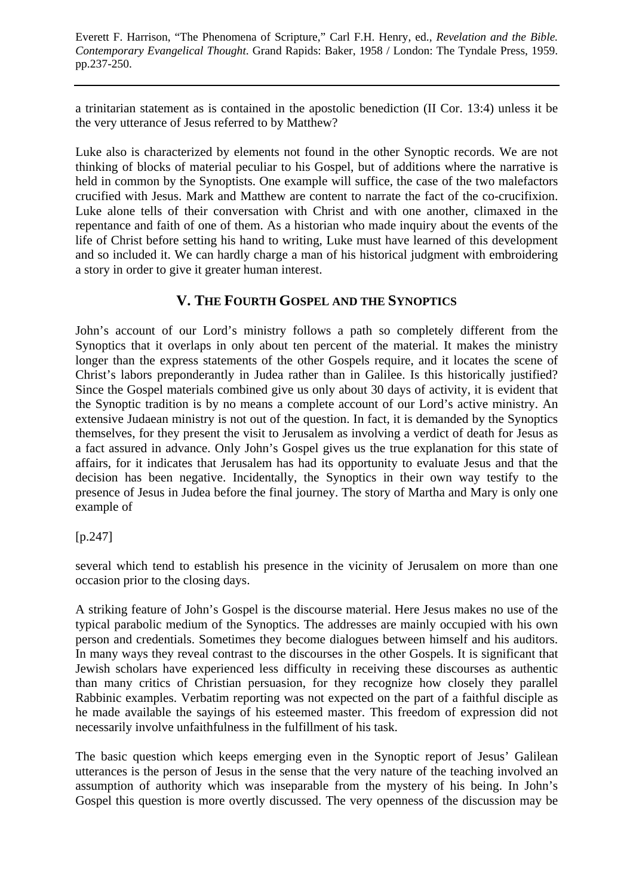a trinitarian statement as is contained in the apostolic benediction (II Cor. 13:4) unless it be the very utterance of Jesus referred to by Matthew?

Luke also is characterized by elements not found in the other Synoptic records. We are not thinking of blocks of material peculiar to his Gospel, but of additions where the narrative is held in common by the Synoptists. One example will suffice, the case of the two malefactors crucified with Jesus. Mark and Matthew are content to narrate the fact of the co-crucifixion. Luke alone tells of their conversation with Christ and with one another, climaxed in the repentance and faith of one of them. As a historian who made inquiry about the events of the life of Christ before setting his hand to writing, Luke must have learned of this development and so included it. We can hardly charge a man of his historical judgment with embroidering a story in order to give it greater human interest.

## V. The Fourth Gospel and the Synoptics

John's account of our Lord's ministry follows a path so completely different from the Synoptics that it overlaps in only about ten percent of the material. It makes the ministry longer than the express statements of the other Gospels require, and it locates the scene of Christ's labors preponderantly in Judea rather than in Galilee. Is this historically justified? Since the Gospel materials combined give us only about 30 days of activity, it is evident that the Synoptic tradition is by no means a complete account of our Lord's active ministry. An extensive Judaean ministry is not out of the question. In fact, it is demanded by the Synoptics themselves, for they present the visit to Jerusalem as involving a verdict of death for Jesus as a fact assured in advance. Only John's Gospel gives us the true explanation for this state of affairs, for it indicates that Jerusalem has had its opportunity to evaluate Jesus and that the decision has been negative. Incidentally, the Synoptics in their own way testify to the presence of Jesus in Judea before the final journey. The story of Martha and Mary is only one example of

[p.247]

several which tend to establish his presence in the vicinity of Jerusalem on more than one occasion prior to the closing days.

A striking feature of John's Gospel is the discourse material. Here Jesus makes no use of the typical parabolic medium of the Synoptics. The addresses are mainly occupied with his own person and credentials. Sometimes they become dialogues between himself and his auditors. In many ways they reveal contrast to the discourses in the other Gospels. It is significant that Jewish scholars have experienced less difficulty in receiving these discourses as authentic than many critics of Christian persuasion, for they recognize how closely they parallel Rabbinic examples. Verbatim reporting was not expected on the part of a faithful disciple as he made available the sayings of his esteemed master. This freedom of expression did not necessarily involve unfaithfulness in the fulfillment of his task.

The basic question which keeps emerging even in the Synoptic report of Jesus' Galilean utterances is the person of Jesus in the sense that the very nature of the teaching involved an assumption of authority which was inseparable from the mystery of his being. In John's Gospel this question is more overtly discussed. The very openness of the discussion may be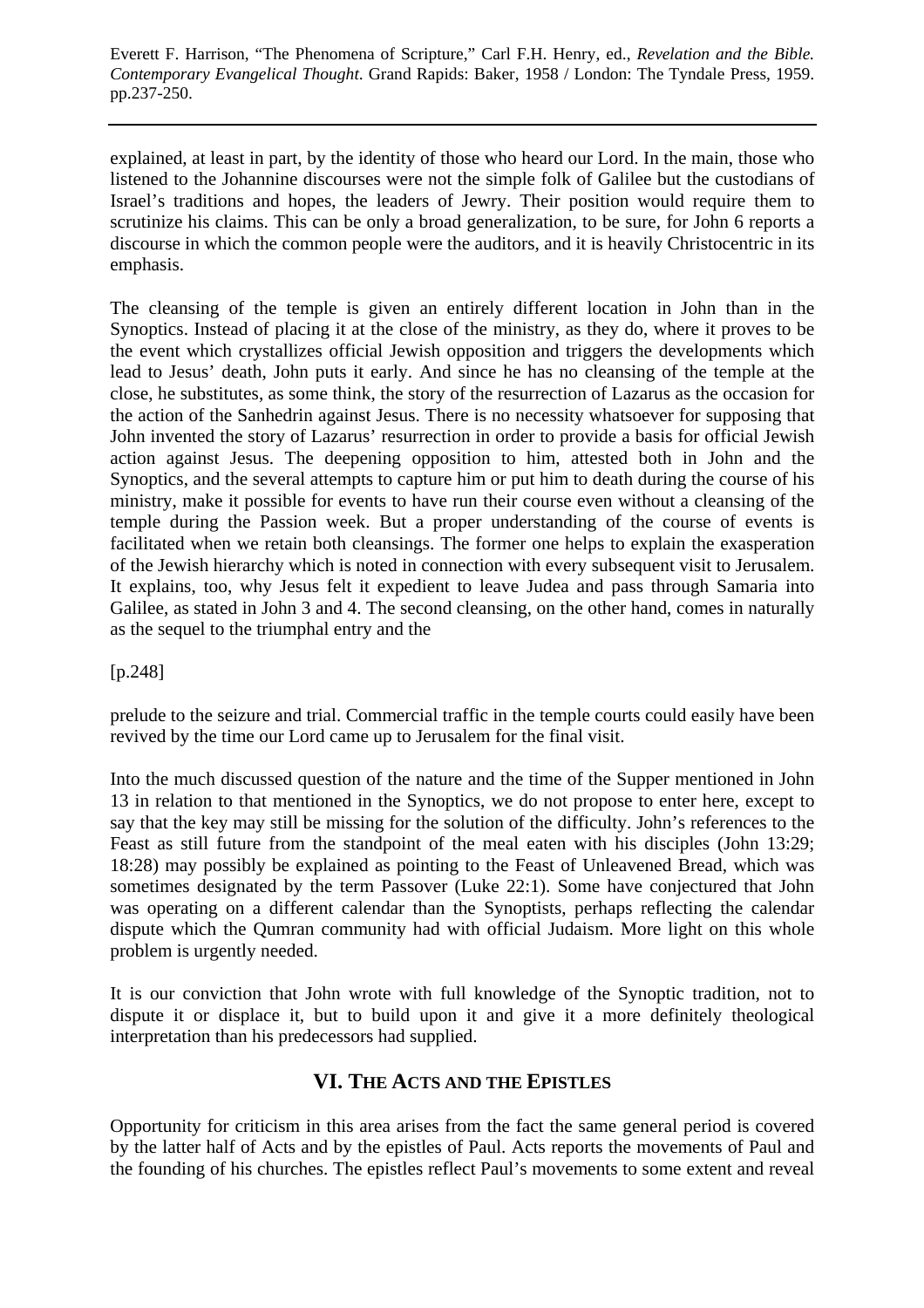explained, at least in part, by the identity of those who heard our Lord. In the main, those who listened to the Johannine discourses were not the simple folk of Galilee but the custodians of Israel's traditions and hopes, the leaders of Jewry. Their position would require them to scrutinize his claims. This can be only a broad generalization, to be sure, for John 6 reports a discourse in which the common people were the auditors, and it is heavily Christocentric in its emphasis.

The cleansing of the temple is given an entirely different location in John than in the Synoptics. Instead of placing it at the close of the ministry, as they do, where it proves to be the event which crystallizes official Jewish opposition and triggers the developments which lead to Jesus' death, John puts it early. And since he has no cleansing of the temple at the close, he substitutes, as some think, the story of the resurrection of Lazarus as the occasion for the action of the Sanhedrin against Jesus. There is no necessity whatsoever for supposing that John invented the story of Lazarus' resurrection in order to provide a basis for official Jewish action against Jesus. The deepening opposition to him, attested both in John and the Synoptics, and the several attempts to capture him or put him to death during the course of his ministry, make it possible for events to have run their course even without a cleansing of the temple during the Passion week. But a proper understanding of the course of events is facilitated when we retain both cleansings. The former one helps to explain the exasperation of the Jewish hierarchy which is noted in connection with every subsequent visit to Jerusalem. It explains, too, why Jesus felt it expedient to leave Judea and pass through Samaria into Galilee, as stated in John 3 and 4. The second cleansing, on the other hand, comes in naturally as the sequel to the triumphal entry and the

[p.248]

prelude to the seizure and trial. Commercial traffic in the temple courts could easily have been revived by the time our Lord came up to Jerusalem for the final visit.

Into the much discussed question of the nature and the time of the Supper mentioned in John 13 in relation to that mentioned in the Synoptics, we do not propose to enter here, except to say that the key may still be missing for the solution of the difficulty. John's references to the Feast as still future from the standpoint of the meal eaten with his disciples (John 13:29; 18:28) may possibly be explained as pointing to the Feast of Unleavened Bread, which was sometimes designated by the term Passover (Luke 22:1). Some have conjectured that John was operating on a different calendar than the Synoptists, perhaps reflecting the calendar dispute which the Qumran community had with official Judaism. More light on this whole problem is urgently needed.

It is our conviction that John wrote with full knowledge of the Synoptic tradition, not to dispute it or displace it, but to build upon it and give it a more definitely theological interpretation than his predecessors had supplied.

## VI. The Acts and the Epistles

Opportunity for criticism in this area arises from the fact the same general period is covered by the latter half of Acts and by the epistles of Paul. Acts reports the movements of Paul and the founding of his churches. The epistles reflect Paul's movements to some extent and reveal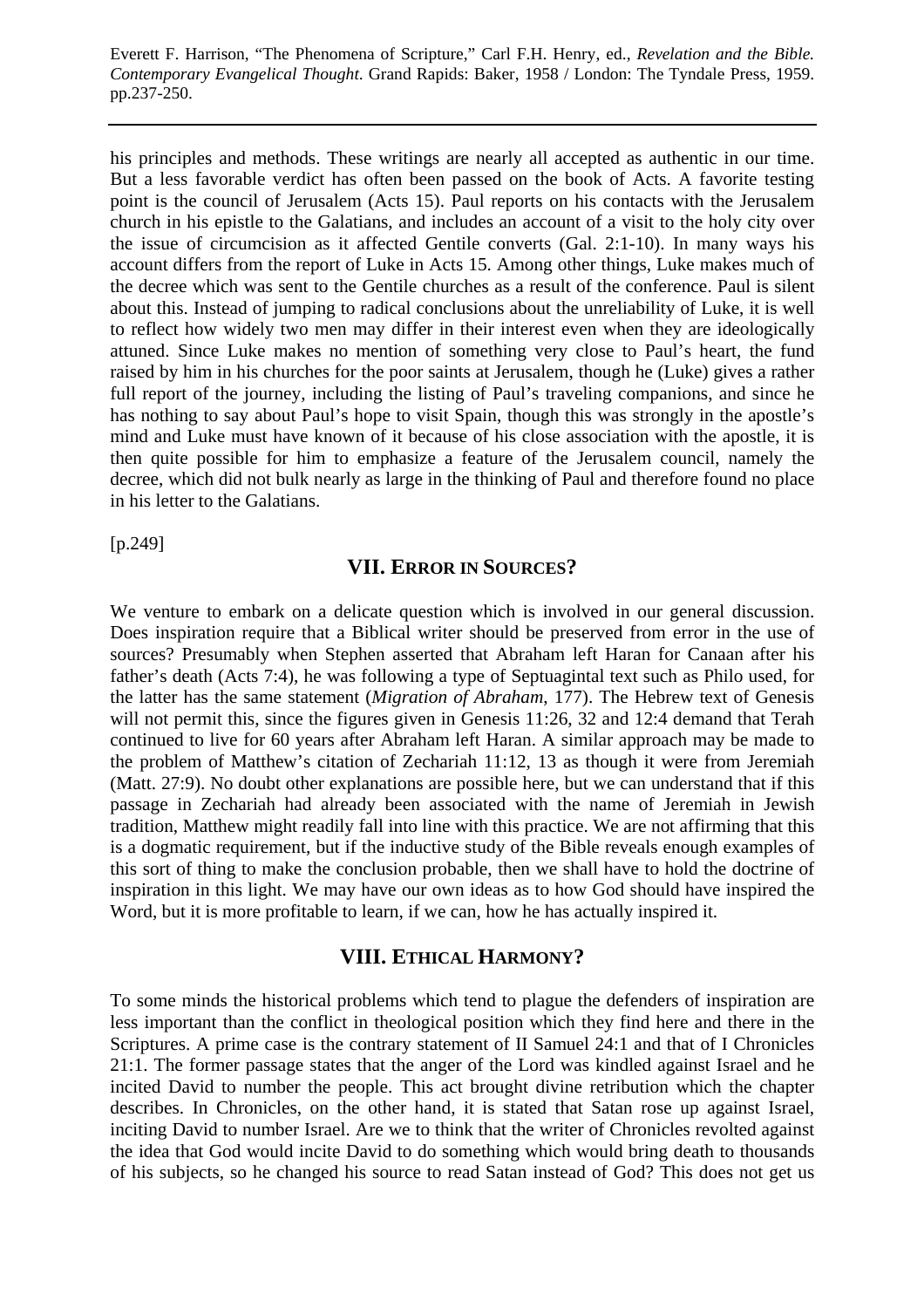his principles and methods. These writings are nearly all accepted as authentic in our time. But a less favorable verdict has often been passed on the book of Acts. A favorite testing point is the council of Jerusalem (Acts 15). Paul reports on his contacts with the Jerusalem church in his epistle to the Galatians, and includes an account of a visit to the holy city over the issue of circumcision as it affected Gentile converts (Gal. 2:1-10). In many ways his account differs from the report of Luke in Acts 15. Among other things, Luke makes much of the decree which was sent to the Gentile churches as a result of the conference. Paul is silent about this. Instead of jumping to radical conclusions about the unreliability of Luke, it is well to reflect how widely two men may differ in their interest even when they are ideologically attuned. Since Luke makes no mention of something very close to Paul's heart, the fund raised by him in his churches for the poor saints at Jerusalem, though he (Luke) gives a rather full report of the journey, including the listing of Paul's traveling companions, and since he has nothing to say about Paul's hope to visit Spain, though this was strongly in the apostle's mind and Luke must have known of it because of his close association with the apostle, it is then quite possible for him to emphasize a feature of the Jerusalem council, namely the decree, which did not bulk nearly as large in the thinking of Paul and therefore found no place in his letter to the Galatians.

[p.249]

## VII. ERROR IN SOURCES?

We venture to embark on a delicate question which is involved in our general discussion. Does inspiration require that a Biblical writer should be preserved from error in the use of sources? Presumably when Stephen asserted that Abraham left Haran for Canaan after his father's death (Acts 7:4), he was following a type of Septuagintal text such as Philo used, for the latter has the same statement (*Migration of Abraham*, 177). The Hebrew text of Genesis will not permit this, since the figures given in Genesis 11:26, 32 and 12:4 demand that Terah continued to live for 60 years after Abraham left Haran. A similar approach may be made to the problem of Matthew's citation of Zechariah 11:12, 13 as though it were from Jeremiah (Matt. 27:9). No doubt other explanations are possible here, but we can understand that if this passage in Zechariah had already been associated with the name of Jeremiah in Jewish tradition, Matthew might readily fall into line with this practice. We are not affirming that this is a dogmatic requirement, but if the inductive study of the Bible reveals enough examples of this sort of thing to make the conclusion probable, then we shall have to hold the doctrine of inspiration in this light. We may have our own ideas as to how God should have inspired the Word, but it is more profitable to learn, if we can, how he has actually inspired it.

## VIII. ETHICAL HARMONY?

To some minds the historical problems which tend to plague the defenders of inspiration are less important than the conflict in theological position which they find here and there in the Scriptures. A prime case is the contrary statement of II Samuel 24:1 and that of I Chronicles 21:1. The former passage states that the anger of the Lord was kindled against Israel and he incited David to number the people. This act brought divine retribution which the chapter describes. In Chronicles, on the other hand, it is stated that Satan rose up against Israel, inciting David to number Israel. Are we to think that the writer of Chronicles revolted against the idea that God would incite David to do something which would bring death to thousands of his subjects, so he changed his source to read Satan instead of God? This does not get us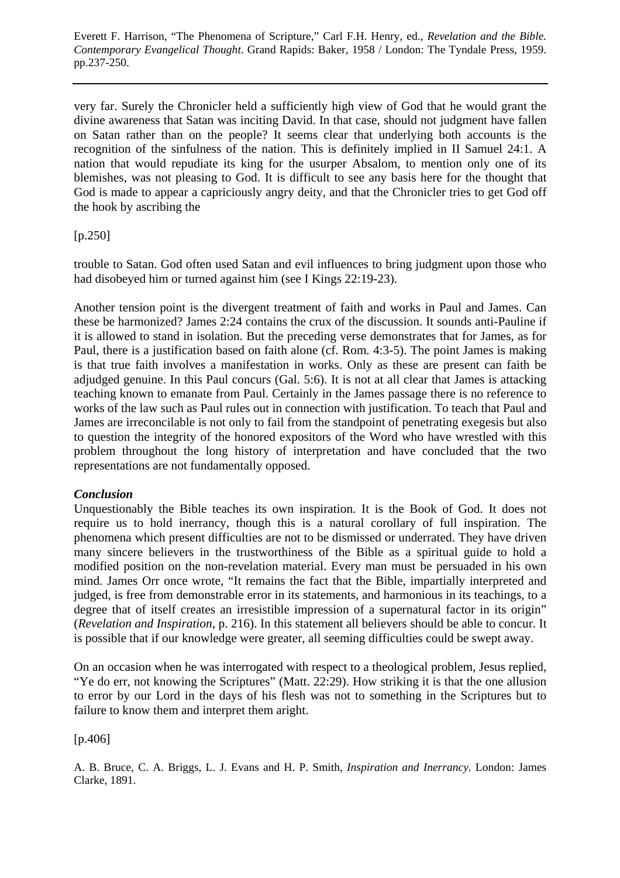very far. Surely the Chronicler held a sufficiently high view of God that he would grant the divine awareness that Satan was inciting David. In that case, should not judgment have fallen on Satan rather than on the people? It seems clear that underlying both accounts is the recognition of the sinfulness of the nation. This is definitely implied in II Samuel 24:1. A nation that would repudiate its king for the usurper Absalom, to mention only one of its blemishes, was not pleasing to God. It is difficult to see any basis here for the thought that God is made to appear a capriciously angry deity, and that the Chronicler tries to get God off the hook by ascribing the

[p.250]

trouble to Satan. God often used Satan and evil influences to bring judgment upon those who had disobeyed him or turned against him (see I Kings 22:19-23).

Another tension point is the divergent treatment of faith and works in Paul and James. Can these be harmonized? James 2:24 contains the crux of the discussion. It sounds anti-Pauline if it is allowed to stand in isolation. But the preceding verse demonstrates that for James, as for Paul, there is a justification based on faith alone (cf. Rom. 4:3-5). The point James is making is that true faith involves a manifestation in works. Only as these are present can faith be adjudged genuine. In this Paul concurs (Gal. 5:6). It is not at all clear that James is attacking teaching known to emanate from Paul. Certainly in the James passage there is no reference to works of the law such as Paul rules out in connection with justification. To teach that Paul and James are irreconcilable is not only to fail from the standpoint of penetrating exegesis but also to question the integrity of the honored expositors of the Word who have wrestled with this problem throughout the long history of interpretation and have concluded that the two representations are not fundamentally opposed.

### *Conclusion*

Unquestionably the Bible teaches its own inspiration. It is the Book of God. It does not require us to hold inerrancy, though this is a natural corollary of full inspiration. The phenomena which present difficulties are not to be dismissed or underrated. They have driven many sincere believers in the trustworthiness of the Bible as a spiritual guide to hold a modified position on the non-revelation material. Every man must be persuaded in his own mind. James Orr once wrote, "It remains the fact that the Bible, impartially interpreted and judged, is free from demonstrable error in its statements, and harmonious in its teachings, to a degree that of itself creates an irresistible impression of a supernatural factor in its origin" (*Revelation and Inspiration*, p. 216). In this statement all believers should be able to concur. It is possible that if our knowledge were greater, all seeming difficulties could be swept away.

On an occasion when he was interrogated with respect to a theological problem, Jesus replied, "Ye do err, not knowing the Scriptures" (Matt. 22:29). How striking it is that the one allusion to error by our Lord in the days of his flesh was not to something in the Scriptures but to failure to know them and interpret them aright.

[p.406]

A. B. Bruce, C. A. Briggs, L. J. Evans and H. P. Smith, *Inspiration and Inerrancy*. London: James Clarke, 1891.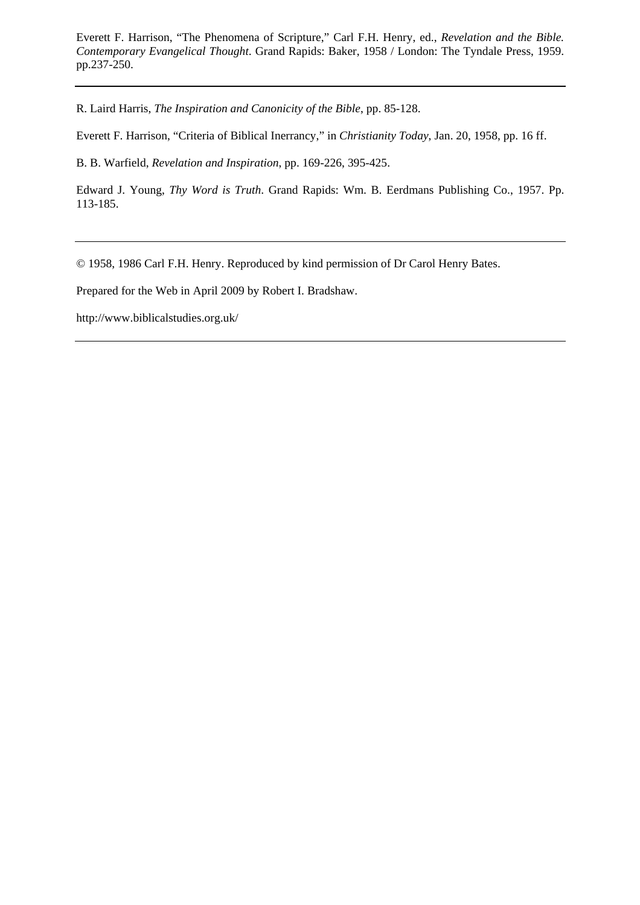Everett F. Harrison, “The Phenomena of Scripture,” Carl F.H. Henry, ed., *Revelation and the Bible. Contemporary Evangelical Thought*. Grand Rapids: Baker, 1958 / London: The Tyndale Press, 1959. pp.237-250.

---

R. Laird Harris, *The Inspiration and Canonicity of the Bible*, pp. 85-128.

Everett F. Harrison, “Criteria of Biblical Inerrancy,” in *Christianity Today*, Jan. 20, 1958, pp. 16 ff.

B. B. Warfield, *Revelation and Inspiration*, pp. 169-226, 395-425.

Edward J. Young, *Thy Word is Truth*. Grand Rapids: Wm. B. Eerdmans Publishing Co., 1957. Pp. 113-185.

---

© 1958, 1986 Carl F.H. Henry. Reproduced by kind permission of Dr Carol Henry Bates.

Prepared for the Web in April 2009 by Robert I. Bradshaw.

http://www.biblicalstudies.org.uk/

---